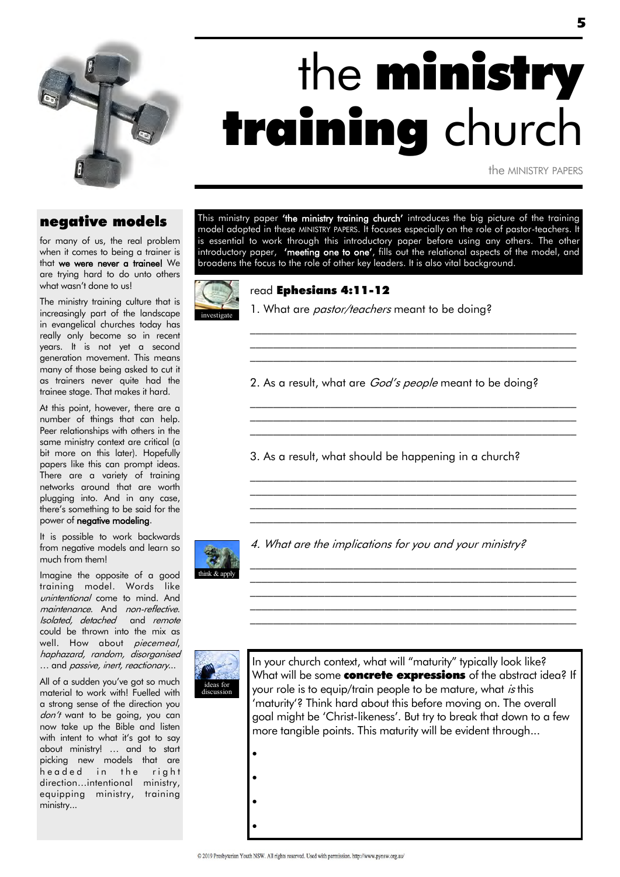# the **ministry training** church

the MINISTRY PAPERS

This ministry paper **'the ministry training church'** introduces the big picture of the training model adopted in these MINISTRY PAPERS. It focuses especially on the role of pastor-teachers. It is essential to work through this introductory paper before using any others. The other introductory paper, **'meeting one to one'**, fills out the relational aspects of the model, and broadens the focus to the role of other key leaders. It is also vital background.

investigate

read **Ephesians 4:11-12**

1. What are *pastor/teachers* meant to be doing?

______________________________________________________
______________________________________________________
______________________________________________________

2. As a result, what are *God's people* meant to be doing?

______________________________________________________
______________________________________________________
______________________________________________________

3. As a result, what should be happening in a church?

______________________________________________________
______________________________________________________
______________________________________________________
______________________________________________________

think & apply

*4. What are the implications for you and your ministry?*

______________________________________________________
______________________________________________________
______________________________________________________
______________________________________________________
______________________________________________________

ideas for discussion

In your church context, what will "maturity" typically look like? What will be some **concrete expressions** of the abstract idea? If your role is to equip/train people to be mature, what *is* this 'maturity'? Think hard about this before moving on. The overall goal might be 'Christ-likeness'. But try to break that down to a few more tangible points. This maturity will be evident through...

- 
- 
- 
- 

## negative models

for many of us, the real problem when it comes to being a trainer is that **we were never a trainee!** We are trying hard to do unto others what wasn't done to us!

The ministry training culture that is increasingly part of the landscape in evangelical churches today has really only become so in recent years. It is not yet a second generation movement. This means many of those being asked to cut it as trainers never quite had the trainee stage. That makes it hard.

At this point, however, there are a number of things that can help. Peer relationships with others in the same ministry context are critical (a bit more on this later). Hopefully papers like this can prompt ideas. There are a variety of training networks around that are worth plugging into. And in any case, there's something to be said for the power of **negative modeling**.

It is possible to work backwards from negative models and learn so much from them!

Imagine the opposite of a good training model. Words like *unintentional* come to mind. And *maintenance*. And *non-reflective*. *Isolated, detached* and *remote* could be thrown into the mix as well. How about *piecemeal, haphazard, random, disorganised* … and *passive, inert, reactionary*...

All of a sudden you've got so much material to work with! Fuelled with a strong sense of the direction you *don't* want to be going, you can now take up the Bible and listen with intent to what it's got to say about ministry! … and to start picking new models that are headed in the right direction...intentional ministry, equipping ministry, training ministry...

© 2019 Presbyterian Youth NSW. All rights reserved. Used with permission. http://www.pynsw.org.au/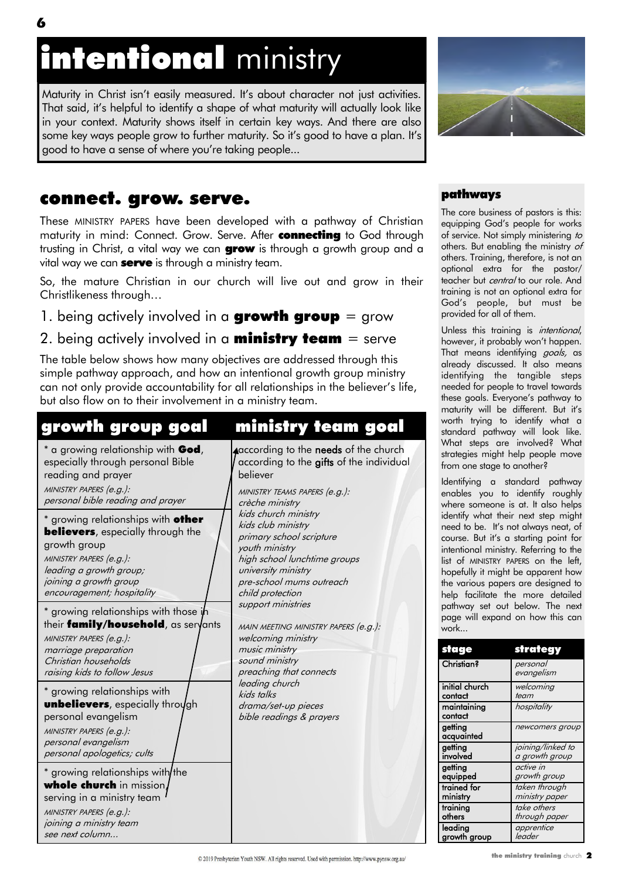# **intentional** ministry

Maturity in Christ isn't easily measured. It's about character not just activities. That said, it's helpful to identify a shape of what maturity will actually look like in your context. Maturity shows itself in certain key ways. And there are also some key ways people grow to further maturity. So it's good to have a plan. It's good to have a sense of where you're taking people...

## connect. grow. serve.

These MINISTRY PAPERS have been developed with a pathway of Christian maturity in mind: Connect. Grow. Serve. After **connecting** to God through trusting in Christ, a vital way we can **grow** is through a growth group and a vital way we can **serve** is through a ministry team.

So, the mature Christian in our church will live out and grow in their Christlikeness through…

1. being actively involved in a **growth group** = grow
2. being actively involved in a **ministry team** = serve

The table below shows how many objectives are addressed through this simple pathway approach, and how an intentional growth group ministry can not only provide accountability for all relationships in the believer's life, but also flow on to their involvement in a ministry team.

| growth group goal | ministry team goal |
|---|---|
| * a growing relationship with **God**, especially through personal Bible reading and prayer<br>*MINISTRY PAPERS (e.g.):*<br>*personal bible reading and prayer* | according to the **needs** of the church<br>according to the **gifts** of the individual believer<br>*MINISTRY TEAMS PAPERS (e.g.):*<br>*crèche ministry*<br>*kids church ministry*<br>*kids club ministry*<br>*primary school scripture*<br>*youth ministry*<br>*high school lunchtime groups*<br>*university ministry*<br>*pre-school mums outreach*<br>*child protection*<br>*support ministries* |
| * growing relationships with **other believers**, especially through the growth group<br>*MINISTRY PAPERS (e.g.):*<br>*leading a growth group;*<br>*joining a growth group*<br>*encouragement; hospitality* | |
| * growing relationships with those in their **family/household**, as servants<br>*MINISTRY PAPERS (e.g.):*<br>*marriage preparation*<br>*Christian households*<br>*raising kids to follow Jesus* | *MAIN MEETING MINISTRY PAPERS (e.g.):*<br>*welcoming ministry*<br>*music ministry*<br>*sound ministry*<br>*preaching that connects*<br>*leading church*<br>*kids talks*<br>*drama/set-up pieces*<br>*bible readings & prayers* |
| * growing relationships with **unbelievers**, especially through personal evangelism<br>*MINISTRY PAPERS (e.g.):*<br>*personal evangelism*<br>*personal apologetics; cults* | |
| * growing relationships with the **whole church** in mission, serving in a ministry team<br>*MINISTRY PAPERS (e.g.):*<br>*joining a ministry team*<br>*see next column...* | |

### pathways

The core business of pastors is this: equipping God's people for works of service. Not simply ministering *to* others. But enabling the ministry *of* others. Training, therefore, is not an optional extra for the pastor/teacher but *central* to our role. And training is not an optional extra for God's people, but must be provided for all of them.

Unless this training is *intentional*, however, it probably won't happen. That means identifying *goals,* as already discussed. It also means identifying the tangible steps needed for people to travel towards these goals. Everyone's pathway to maturity will be different. But it's worth trying to identify what a standard pathway will look like. What steps are involved? What strategies might help people move from one stage to another?

Identifying a standard pathway enables you to identify roughly where someone is at. It also helps identify what their next step might need to be. It's not always neat, of course. But it's a starting point for intentional ministry. Referring to the list of MINISTRY PAPERS on the left, hopefully it might be apparent how the various papers are designed to help facilitate the more detailed pathway set out below. The next page will expand on how this can work...

| stage | strategy |
|---|---|
| Christian? | *personal evangelism* |
| initial church contact | *welcoming team* |
| maintaining contact | *hospitality* |
| getting acquainted | *newcomers group* |
| getting involved | *joining/linked to a growth group* |
| getting equipped | *active in growth group* |
| trained for ministry | *taken through ministry paper* |
| training others | *take others through paper* |
| leading growth group | *apprentice leader* |

© 2019 Presbyterian Youth NSW. All rights reserved. Used with permission. http://www.pynsw.org.au/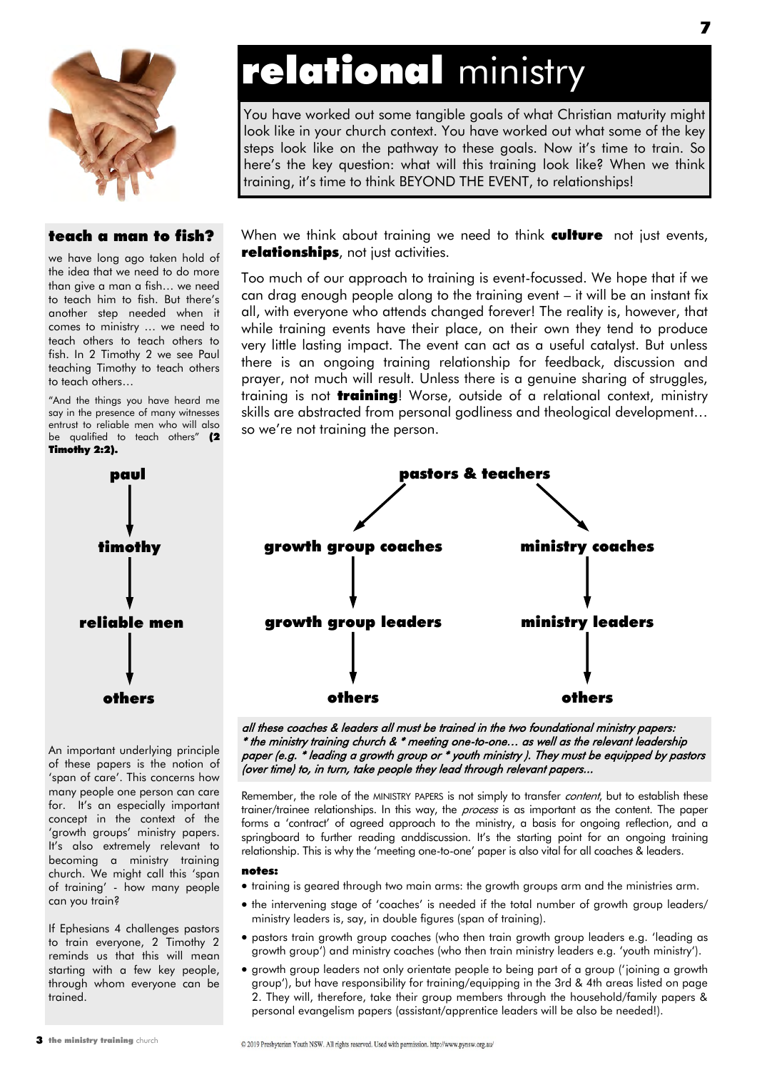# **relational** ministry

You have worked out some tangible goals of what Christian maturity might look like in your church context. You have worked out what some of the key steps look like on the pathway to these goals. Now it's time to train. So here's the key question: what will this training look like? When we think training, it's time to think BEYOND THE EVENT, to relationships!

When we think about training we need to think **culture** not just events, **relationships**, not just activities.

Too much of our approach to training is event-focussed. We hope that if we can drag enough people along to the training event – it will be an instant fix all, with everyone who attends changed forever! The reality is, however, that while training events have their place, on their own they tend to produce very little lasting impact. The event can act as a useful catalyst. But unless there is an ongoing training relationship for feedback, discussion and prayer, not much will result. Unless there is a genuine sharing of struggles, training is not **training**! Worse, outside of a relational context, ministry skills are abstracted from personal godliness and theological development… so we're not training the person.

### teach a man to fish?

we have long ago taken hold of the idea that we need to do more than give a man a fish… we need to teach him to fish. But there's another step needed when it comes to ministry … we need to teach others to teach others to fish. In 2 Timothy 2 we see Paul teaching Timothy to teach others to teach others…

"And the things you have heard me say in the presence of many witnesses entrust to reliable men who will also be qualified to teach others" **(2 Timothy 2:2).**

**paul**
↓
**timothy**
↓
**reliable men**
↓
**others**

**pastors & teachers**

↙ ↘

**growth group coaches** → **growth group leaders** → **others**

**ministry coaches** → **ministry leaders** → **others**

*all these coaches & leaders all must be trained in the two foundational ministry papers: * the ministry training church & * meeting one-to-one… as well as the relevant leadership paper (e.g. * leading a growth group or * youth ministry ). They must be equipped by pastors (over time) to, in turn, take people they lead through relevant papers…*

An important underlying principle of these papers is the notion of 'span of care'. This concerns how many people one person can care for. It's an especially important concept in the context of the 'growth groups' ministry papers. It's also extremely relevant to becoming a ministry training church. We might call this 'span of training' - how many people can you train?

If Ephesians 4 challenges pastors to train everyone, 2 Timothy 2 reminds us that this will mean starting with a few key people, through whom everyone can be trained.

Remember, the role of the MINISTRY PAPERS is not simply to transfer *content*, but to establish these trainer/trainee relationships. In this way, the *process* is as important as the content. The paper forms a 'contract' of agreed approach to the ministry, a basis for ongoing reflection, and a springboard to further reading anddiscussion. It's the starting point for an ongoing training relationship. This is why the 'meeting one-to-one' paper is also vital for all coaches & leaders.

**notes:**

- training is geared through two main arms: the growth groups arm and the ministries arm.
- the intervening stage of 'coaches' is needed if the total number of growth group leaders/ ministry leaders is, say, in double figures (span of training).
- pastors train growth group coaches (who then train growth group leaders e.g. 'leading as growth group') and ministry coaches (who then train ministry leaders e.g. 'youth ministry').
- growth group leaders not only orientate people to being part of a group ('joining a growth group'), but have responsibility for training/equipping in the 3rd & 4th areas listed on page 2. They will, therefore, take their group members through the household/family papers & personal evangelism papers (assistant/apprentice leaders will be also be needed!).

© 2019 Presbyterian Youth NSW. All rights reserved. Used with permission. http://www.pynsw.org.au/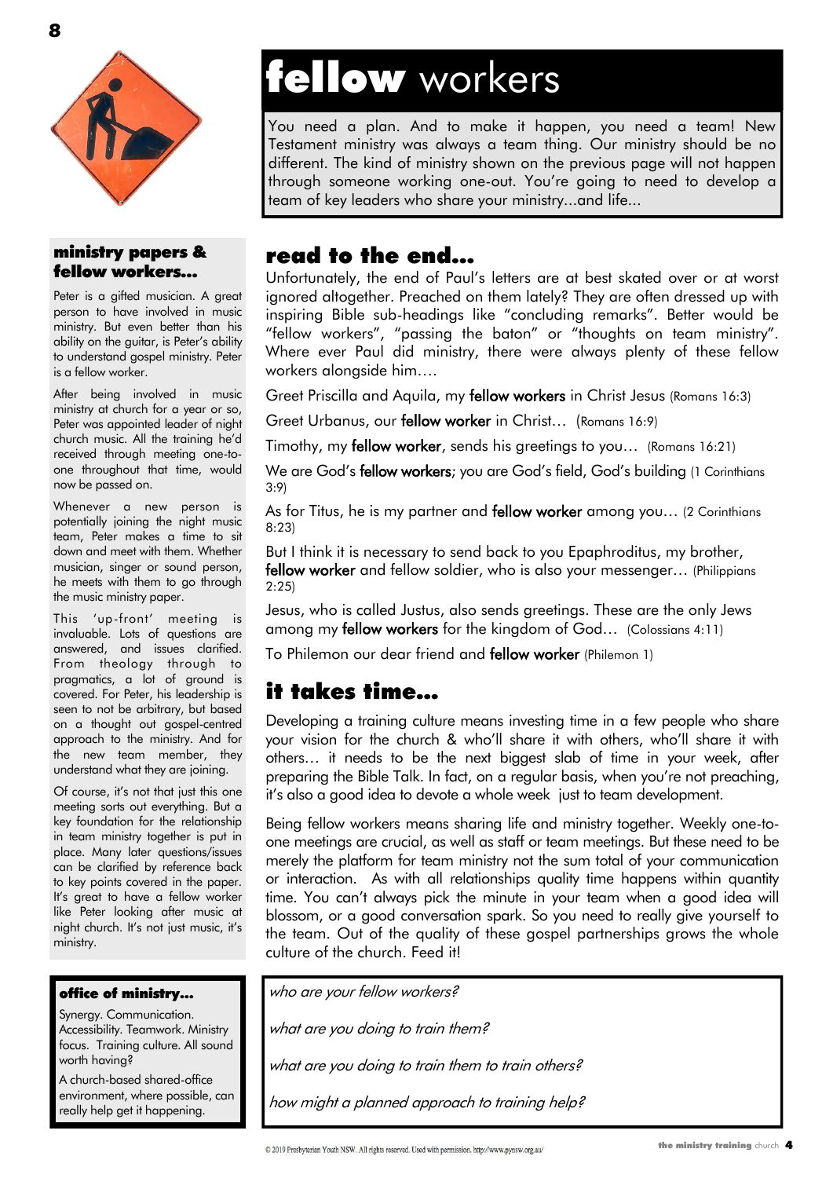# **fellow** workers

You need a plan. And to make it happen, you need a team! New Testament ministry was always a team thing. Our ministry should be no different. The kind of ministry shown on the previous page will not happen through someone working one-out. You're going to need to develop a team of key leaders who share your ministry...and life...

## read to the end...

Unfortunately, the end of Paul's letters are at best skated over or at worst ignored altogether. Preached on them lately? They are often dressed up with inspiring Bible sub-headings like "concluding remarks". Better would be "fellow workers", "passing the baton" or "thoughts on team ministry". Where ever Paul did ministry, there were always plenty of these fellow workers alongside him….

Greet Priscilla and Aquila, my **fellow workers** in Christ Jesus (Romans 16:3)

Greet Urbanus, our **fellow worker** in Christ… (Romans 16:9)

Timothy, my **fellow worker**, sends his greetings to you… (Romans 16:21)

We are God's **fellow workers**; you are God's field, God's building (1 Corinthians 3:9)

As for Titus, he is my partner and **fellow worker** among you… (2 Corinthians 8:23)

But I think it is necessary to send back to you Epaphroditus, my brother, **fellow worker** and fellow soldier, who is also your messenger… (Philippians 2:25)

Jesus, who is called Justus, also sends greetings. These are the only Jews among my **fellow workers** for the kingdom of God… (Colossians 4:11)

To Philemon our dear friend and **fellow worker** (Philemon 1)

## it takes time...

Developing a training culture means investing time in a few people who share your vision for the church & who'll share it with others, who'll share it with others… it needs to be the next biggest slab of time in your week, after preparing the Bible Talk. In fact, on a regular basis, when you're not preaching, it's also a good idea to devote a whole week just to team development.

Being fellow workers means sharing life and ministry together. Weekly one-to-one meetings are crucial, as well as staff or team meetings. But these need to be merely the platform for team ministry not the sum total of your communication or interaction. As with all relationships quality time happens within quantity time. You can't always pick the minute in your team when a good idea will blossom, or a good conversation spark. So you need to really give yourself to the team. Out of the quality of these gospel partnerships grows the whole culture of the church. Feed it!

*who are your fellow workers?*

*what are you doing to train them?*

*what are you doing to train them to train others?*

*how might a planned approach to training help?*

### ministry papers & fellow workers...

Peter is a gifted musician. A great person to have involved in music ministry. But even better than his ability on the guitar, is Peter's ability to understand gospel ministry. Peter is a fellow worker.

After being involved in music ministry at church for a year or so, Peter was appointed leader of night church music. All the training he'd received through meeting one-to-one throughout that time, would now be passed on.

Whenever a new person is potentially joining the night music team, Peter makes a time to sit down and meet with them. Whether musician, singer or sound person, he meets with them to go through the music ministry paper.

This 'up-front' meeting is invaluable. Lots of questions are answered, and issues clarified. From theology through to pragmatics, a lot of ground is covered. For Peter, his leadership is seen to not be arbitrary, but based on a thought out gospel-centred approach to the ministry. And for the new team member, they understand what they are joining.

Of course, it's not that just this one meeting sorts out everything. But a key foundation for the relationship in team ministry together is put in place. Many later questions/issues can be clarified by reference back to key points covered in the paper. It's great to have a fellow worker like Peter looking after music at night church. It's not just music, it's ministry.

### office of ministry...

Synergy. Communication. Accessibility. Teamwork. Ministry focus. Training culture. All sound worth having?

A church-based shared-office environment, where possible, can really help get it happening.

© 2019 Presbyterian Youth NSW. All rights reserved. Used with permission. http://www.pynsw.org.au/